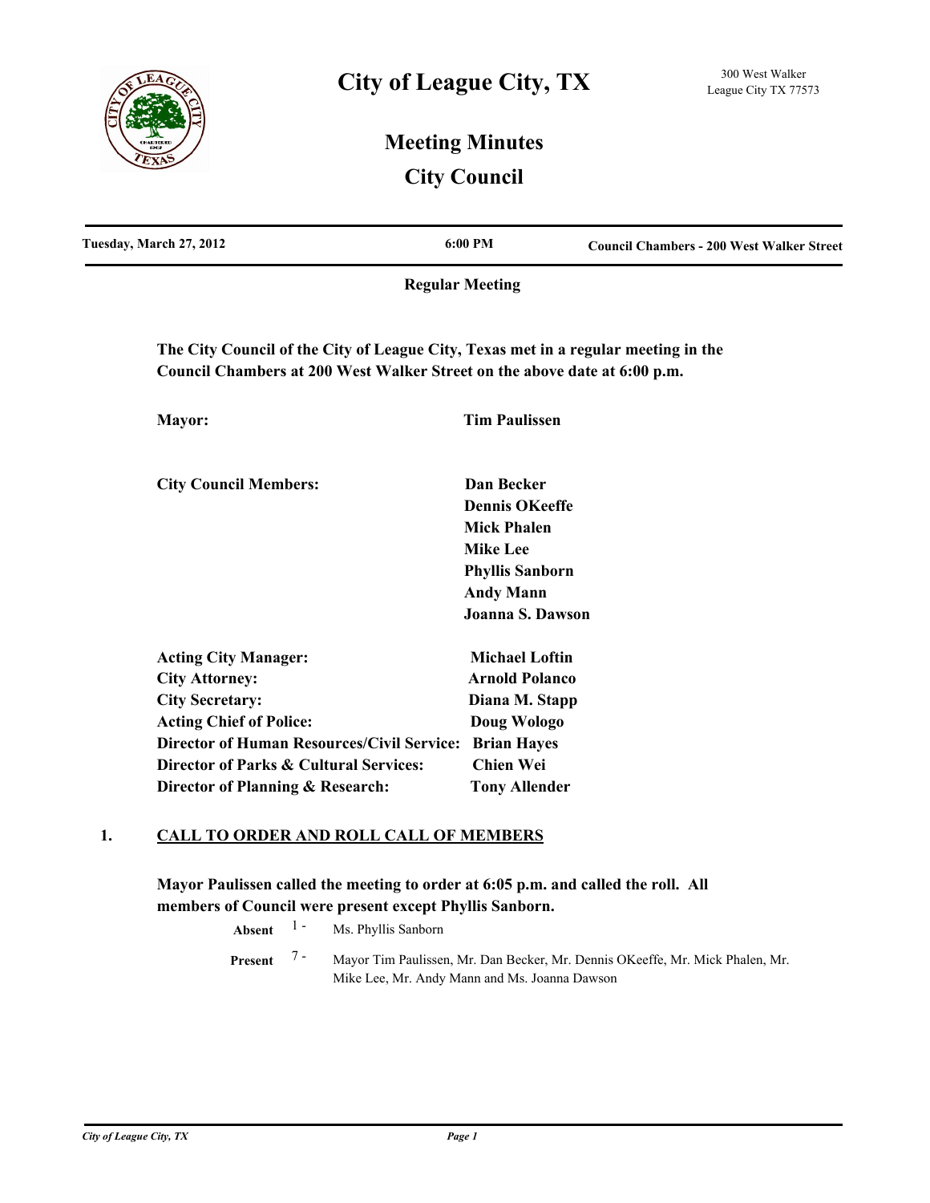# City of League City, TX

300 West Walker
League City TX 77573

## Meeting Minutes
## City Council

| Tuesday, March 27, 2012 | 6:00 PM | Council Chambers - 200 West Walker Street |
|---|---|---|

**Regular Meeting**

**The City Council of the City of League City, Texas met in a regular meeting in the Council Chambers at 200 West Walker Street on the above date at 6:00 p.m.**

| | |
|---|---|
| **Mayor:** | **Tim Paulissen** |
| **City Council Members:** | **Dan Becker** |
| | **Dennis OKeeffe** |
| | **Mick Phalen** |
| | **Mike Lee** |
| | **Phyllis Sanborn** |
| | **Andy Mann** |
| | **Joanna S. Dawson** |
| **Acting City Manager:** | **Michael Loftin** |
| **City Attorney:** | **Arnold Polanco** |
| **City Secretary:** | **Diana M. Stapp** |
| **Acting Chief of Police:** | **Doug Wologo** |
| **Director of Human Resources/Civil Service:** | **Brian Hayes** |
| **Director of Parks & Cultural Services:** | **Chien Wei** |
| **Director of Planning & Research:** | **Tony Allender** |

## 1. CALL TO ORDER AND ROLL CALL OF MEMBERS

**Mayor Paulissen called the meeting to order at 6:05 p.m. and called the roll. All members of Council were present except Phyllis Sanborn.**

**Absent** 1 - Ms. Phyllis Sanborn

**Present** 7 - Mayor Tim Paulissen, Mr. Dan Becker, Mr. Dennis OKeeffe, Mr. Mick Phalen, Mr. Mike Lee, Mr. Andy Mann and Ms. Joanna Dawson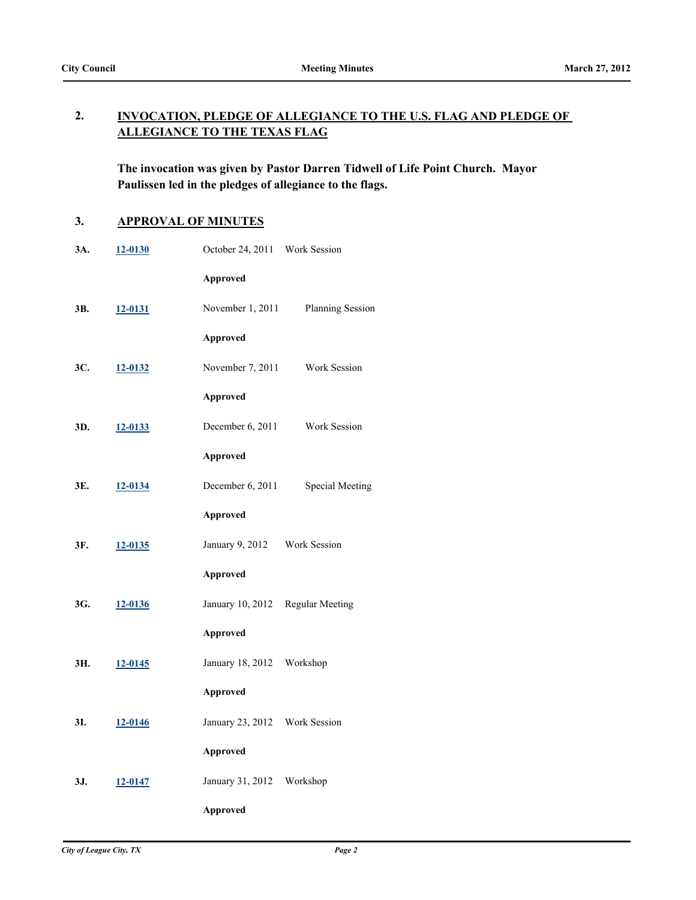## 2. INVOCATION, PLEDGE OF ALLEGIANCE TO THE U.S. FLAG AND PLEDGE OF ALLEGIANCE TO THE TEXAS FLAG

**The invocation was given by Pastor Darren Tidwell of Life Point Church. Mayor Paulissen led in the pledges of allegiance to the flags.**

## 3. APPROVAL OF MINUTES

**3A.** 12-0130 October 24, 2011 Work Session

**Approved**

**3B.** 12-0131 November 1, 2011 Planning Session

**Approved**

**3C.** 12-0132 November 7, 2011 Work Session

**Approved**

**3D.** 12-0133 December 6, 2011 Work Session

**Approved**

**3E.** 12-0134 December 6, 2011 Special Meeting

**Approved**

**3F.** 12-0135 January 9, 2012 Work Session

**Approved**

**3G.** 12-0136 January 10, 2012 Regular Meeting

**Approved**

**3H.** 12-0145 January 18, 2012 Workshop

**Approved**

**3I.** 12-0146 January 23, 2012 Work Session

**Approved**

**3J.** 12-0147 January 31, 2012 Workshop

**Approved**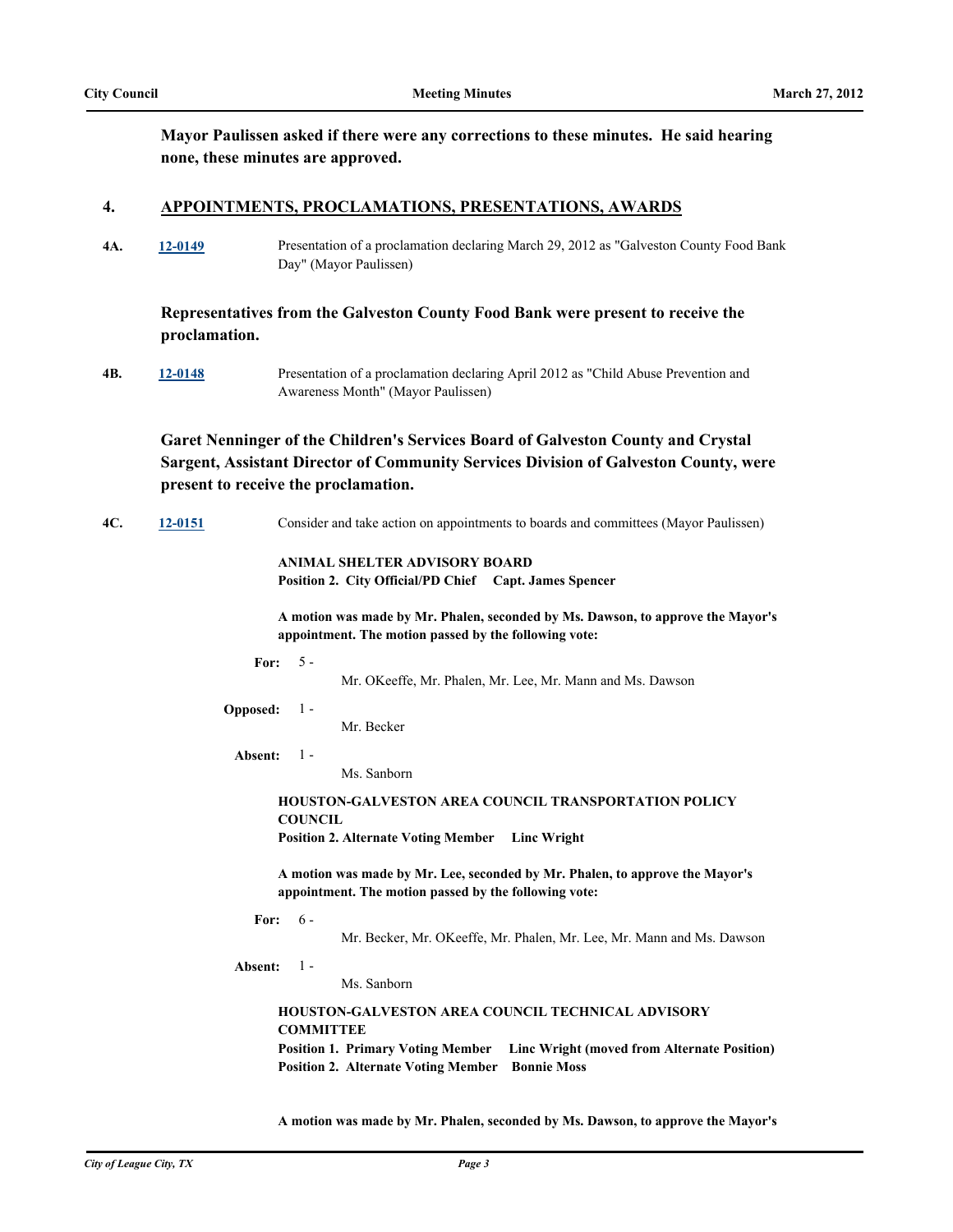**Mayor Paulissen asked if there were any corrections to these minutes. He said hearing none, these minutes are approved.**

## 4. APPOINTMENTS, PROCLAMATIONS, PRESENTATIONS, AWARDS

**4A.** [12-0149] Presentation of a proclamation declaring March 29, 2012 as "Galveston County Food Bank Day" (Mayor Paulissen)

**Representatives from the Galveston County Food Bank were present to receive the proclamation.**

**4B.** [12-0148] Presentation of a proclamation declaring April 2012 as "Child Abuse Prevention and Awareness Month" (Mayor Paulissen)

**Garet Nenninger of the Children's Services Board of Galveston County and Crystal Sargent, Assistant Director of Community Services Division of Galveston County, were present to receive the proclamation.**

**4C.** [12-0151] Consider and take action on appointments to boards and committees (Mayor Paulissen)

**ANIMAL SHELTER ADVISORY BOARD**
**Position 2. City Official/PD Chief Capt. James Spencer**

**A motion was made by Mr. Phalen, seconded by Ms. Dawson, to approve the Mayor's appointment. The motion passed by the following vote:**

**For:** 5 - Mr. OKeeffe, Mr. Phalen, Mr. Lee, Mr. Mann and Ms. Dawson

**Opposed:** 1 - Mr. Becker

**Absent:** 1 - Ms. Sanborn

**HOUSTON-GALVESTON AREA COUNCIL TRANSPORTATION POLICY COUNCIL**
**Position 2. Alternate Voting Member Linc Wright**

**A motion was made by Mr. Lee, seconded by Mr. Phalen, to approve the Mayor's appointment. The motion passed by the following vote:**

**For:** 6 - Mr. Becker, Mr. OKeeffe, Mr. Phalen, Mr. Lee, Mr. Mann and Ms. Dawson

**Absent:** 1 - Ms. Sanborn

**HOUSTON-GALVESTON AREA COUNCIL TECHNICAL ADVISORY COMMITTEE**
**Position 1. Primary Voting Member Linc Wright (moved from Alternate Position)**
**Position 2. Alternate Voting Member Bonnie Moss**

**A motion was made by Mr. Phalen, seconded by Ms. Dawson, to approve the Mayor's**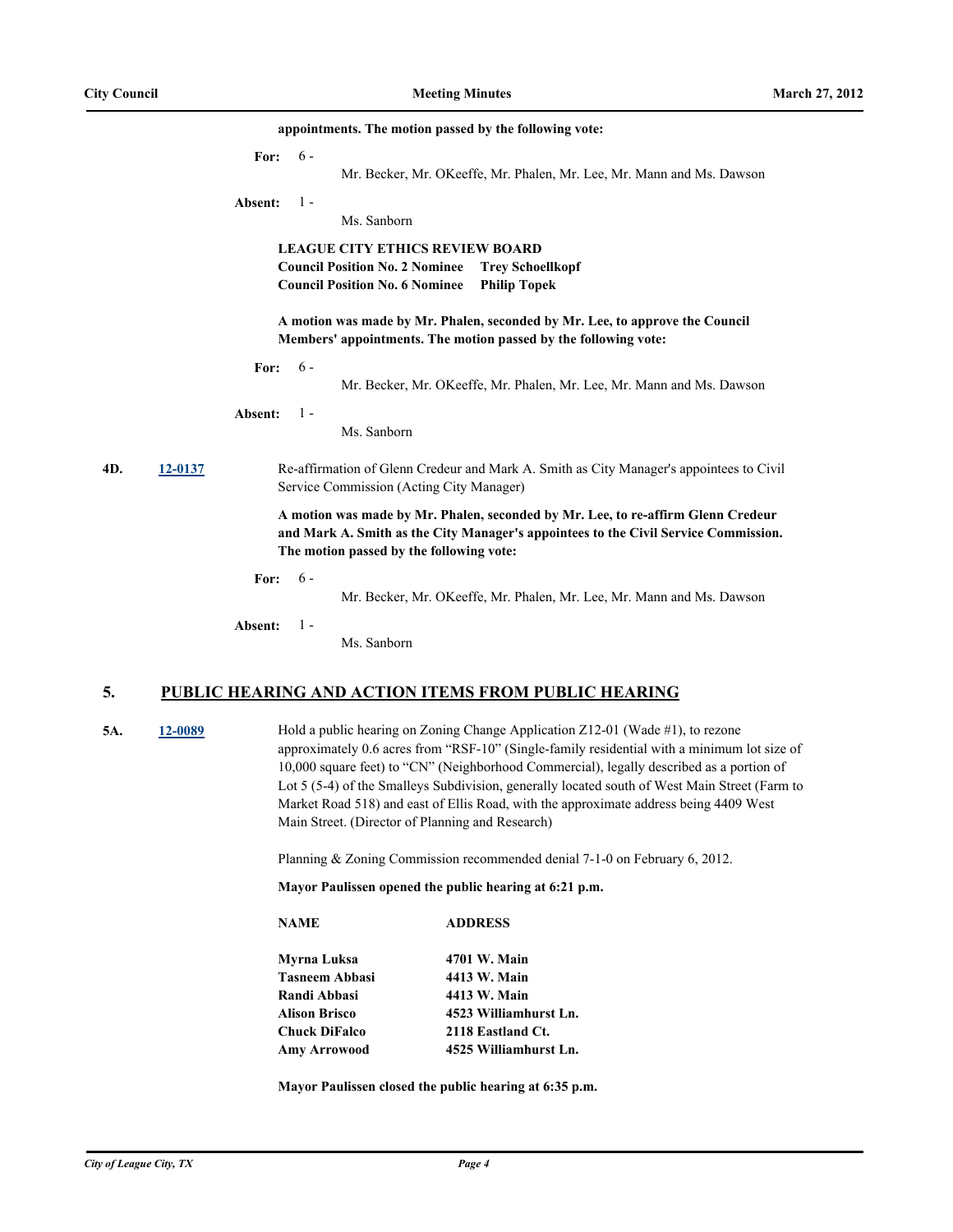**appointments. The motion passed by the following vote:**

**For:** 6 - Mr. Becker, Mr. OKeeffe, Mr. Phalen, Mr. Lee, Mr. Mann and Ms. Dawson

**Absent:** 1 - Ms. Sanborn

**LEAGUE CITY ETHICS REVIEW BOARD**
**Council Position No. 2 Nominee Trey Schoellkopf**
**Council Position No. 6 Nominee Philip Topek**

**A motion was made by Mr. Phalen, seconded by Mr. Lee, to approve the Council Members' appointments. The motion passed by the following vote:**

**For:** 6 - Mr. Becker, Mr. OKeeffe, Mr. Phalen, Mr. Lee, Mr. Mann and Ms. Dawson

**Absent:** 1 - Ms. Sanborn

**4D.** 12-0137 Re-affirmation of Glenn Credeur and Mark A. Smith as City Manager's appointees to Civil Service Commission (Acting City Manager)

**A motion was made by Mr. Phalen, seconded by Mr. Lee, to re-affirm Glenn Credeur and Mark A. Smith as the City Manager's appointees to the Civil Service Commission. The motion passed by the following vote:**

**For:** 6 - Mr. Becker, Mr. OKeeffe, Mr. Phalen, Mr. Lee, Mr. Mann and Ms. Dawson

**Absent:** 1 - Ms. Sanborn

## 5. PUBLIC HEARING AND ACTION ITEMS FROM PUBLIC HEARING

**5A.** 12-0089 Hold a public hearing on Zoning Change Application Z12-01 (Wade #1), to rezone approximately 0.6 acres from "RSF-10" (Single-family residential with a minimum lot size of 10,000 square feet) to "CN" (Neighborhood Commercial), legally described as a portion of Lot 5 (5-4) of the Smalleys Subdivision, generally located south of West Main Street (Farm to Market Road 518) and east of Ellis Road, with the approximate address being 4409 West Main Street. (Director of Planning and Research)

Planning & Zoning Commission recommended denial 7-1-0 on February 6, 2012.

**Mayor Paulissen opened the public hearing at 6:21 p.m.**

| NAME | ADDRESS |
|---|---|
| Myrna Luksa | 4701 W. Main |
| Tasneem Abbasi | 4413 W. Main |
| Randi Abbasi | 4413 W. Main |
| Alison Brisco | 4523 Williamhurst Ln. |
| Chuck DiFalco | 2118 Eastland Ct. |
| Amy Arrowood | 4525 Williamhurst Ln. |

**Mayor Paulissen closed the public hearing at 6:35 p.m.**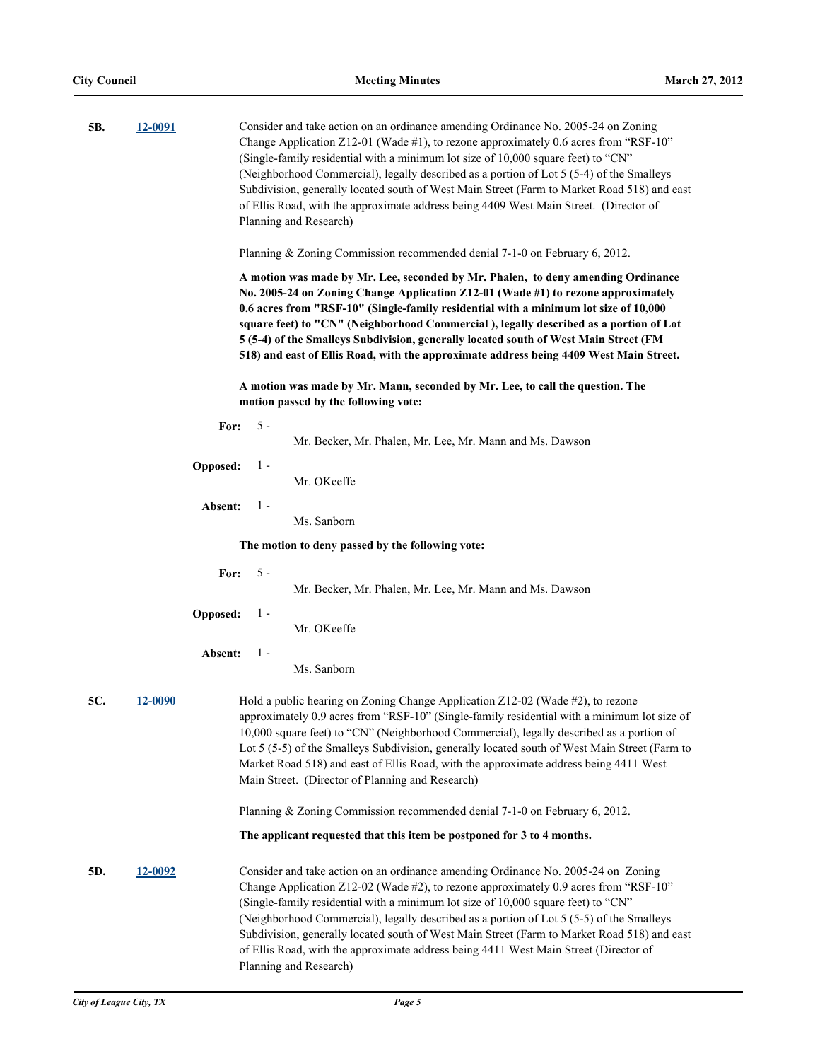**5B.** **12-0091**

Consider and take action on an ordinance amending Ordinance No. 2005-24 on Zoning Change Application Z12-01 (Wade #1), to rezone approximately 0.6 acres from "RSF-10" (Single-family residential with a minimum lot size of 10,000 square feet) to "CN" (Neighborhood Commercial), legally described as a portion of Lot 5 (5-4) of the Smalleys Subdivision, generally located south of West Main Street (Farm to Market Road 518) and east of Ellis Road, with the approximate address being 4409 West Main Street. (Director of Planning and Research)

Planning & Zoning Commission recommended denial 7-1-0 on February 6, 2012.

**A motion was made by Mr. Lee, seconded by Mr. Phalen, to deny amending Ordinance No. 2005-24 on Zoning Change Application Z12-01 (Wade #1) to rezone approximately 0.6 acres from "RSF-10" (Single-family residential with a minimum lot size of 10,000 square feet) to "CN" (Neighborhood Commercial ), legally described as a portion of Lot 5 (5-4) of the Smalleys Subdivision, generally located south of West Main Street (FM 518) and east of Ellis Road, with the approximate address being 4409 West Main Street.**

**A motion was made by Mr. Mann, seconded by Mr. Lee, to call the question. The motion passed by the following vote:**

**For:** 5 - Mr. Becker, Mr. Phalen, Mr. Lee, Mr. Mann and Ms. Dawson

**Opposed:** 1 - Mr. OKeeffe

**Absent:** 1 - Ms. Sanborn

**The motion to deny passed by the following vote:**

**For:** 5 - Mr. Becker, Mr. Phalen, Mr. Lee, Mr. Mann and Ms. Dawson

**Opposed:** 1 - Mr. OKeeffe

**Absent:** 1 - Ms. Sanborn

**5C.** **12-0090**

Hold a public hearing on Zoning Change Application Z12-02 (Wade #2), to rezone approximately 0.9 acres from "RSF-10" (Single-family residential with a minimum lot size of 10,000 square feet) to "CN" (Neighborhood Commercial), legally described as a portion of Lot 5 (5-5) of the Smalleys Subdivision, generally located south of West Main Street (Farm to Market Road 518) and east of Ellis Road, with the approximate address being 4411 West Main Street. (Director of Planning and Research)

Planning & Zoning Commission recommended denial 7-1-0 on February 6, 2012.

**The applicant requested that this item be postponed for 3 to 4 months.**

**5D.** **12-0092**

Consider and take action on an ordinance amending Ordinance No. 2005-24 on Zoning Change Application Z12-02 (Wade #2), to rezone approximately 0.9 acres from "RSF-10" (Single-family residential with a minimum lot size of 10,000 square feet) to "CN" (Neighborhood Commercial), legally described as a portion of Lot 5 (5-5) of the Smalleys Subdivision, generally located south of West Main Street (Farm to Market Road 518) and east of Ellis Road, with the approximate address being 4411 West Main Street (Director of Planning and Research)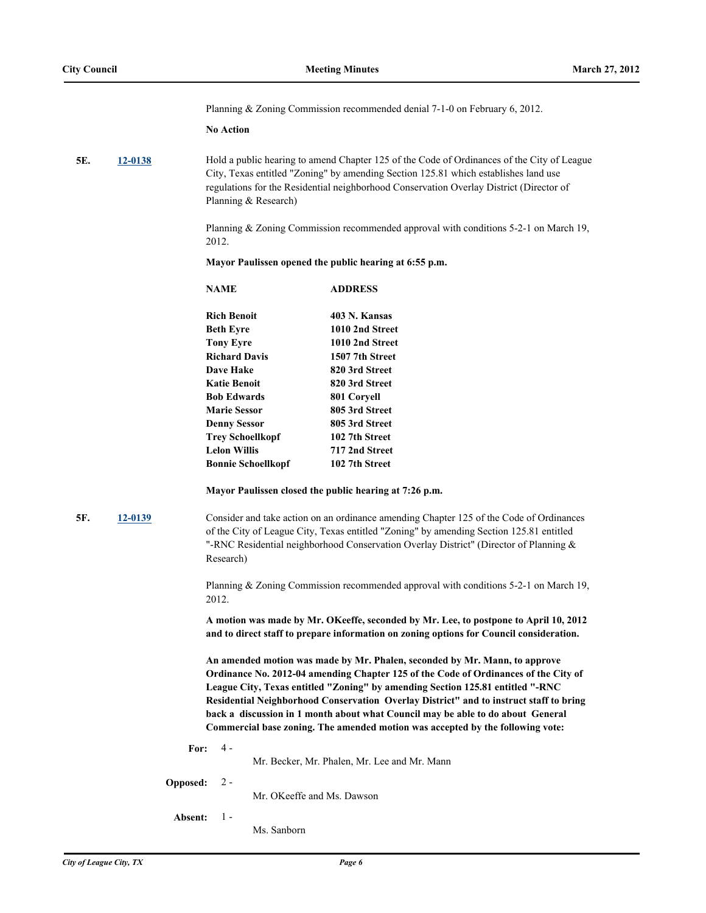Planning & Zoning Commission recommended denial 7-1-0 on February 6, 2012.

**No Action**

**5E.** 12-0138

Hold a public hearing to amend Chapter 125 of the Code of Ordinances of the City of League City, Texas entitled "Zoning" by amending Section 125.81 which establishes land use regulations for the Residential neighborhood Conservation Overlay District (Director of Planning & Research)

Planning & Zoning Commission recommended approval with conditions 5-2-1 on March 19, 2012.

**Mayor Paulissen opened the public hearing at 6:55 p.m.**

| NAME | ADDRESS |
|---|---|
| **Rich Benoit** | **403 N. Kansas** |
| **Beth Eyre** | **1010 2nd Street** |
| **Tony Eyre** | **1010 2nd Street** |
| **Richard Davis** | **1507 7th Street** |
| **Dave Hake** | **820 3rd Street** |
| **Katie Benoit** | **820 3rd Street** |
| **Bob Edwards** | **801 Coryell** |
| **Marie Sessor** | **805 3rd Street** |
| **Denny Sessor** | **805 3rd Street** |
| **Trey Schoellkopf** | **102 7th Street** |
| **Lelon Willis** | **717 2nd Street** |
| **Bonnie Schoellkopf** | **102 7th Street** |

**Mayor Paulissen closed the public hearing at 7:26 p.m.**

**5F.** 12-0139

Consider and take action on an ordinance amending Chapter 125 of the Code of Ordinances of the City of League City, Texas entitled "Zoning" by amending Section 125.81 entitled "-RNC Residential neighborhood Conservation Overlay District" (Director of Planning & Research)

Planning & Zoning Commission recommended approval with conditions 5-2-1 on March 19, 2012.

**A motion was made by Mr. OKeeffe, seconded by Mr. Lee, to postpone to April 10, 2012 and to direct staff to prepare information on zoning options for Council consideration.**

**An amended motion was made by Mr. Phalen, seconded by Mr. Mann, to approve Ordinance No. 2012-04 amending Chapter 125 of the Code of Ordinances of the City of League City, Texas entitled "Zoning" by amending Section 125.81 entitled "-RNC Residential Neighborhood Conservation Overlay District" and to instruct staff to bring back a discussion in 1 month about what Council may be able to do about General Commercial base zoning. The amended motion was accepted by the following vote:**

**For:** 4 - Mr. Becker, Mr. Phalen, Mr. Lee and Mr. Mann

**Opposed:** 2 - Mr. OKeeffe and Ms. Dawson

**Absent:** 1 - Ms. Sanborn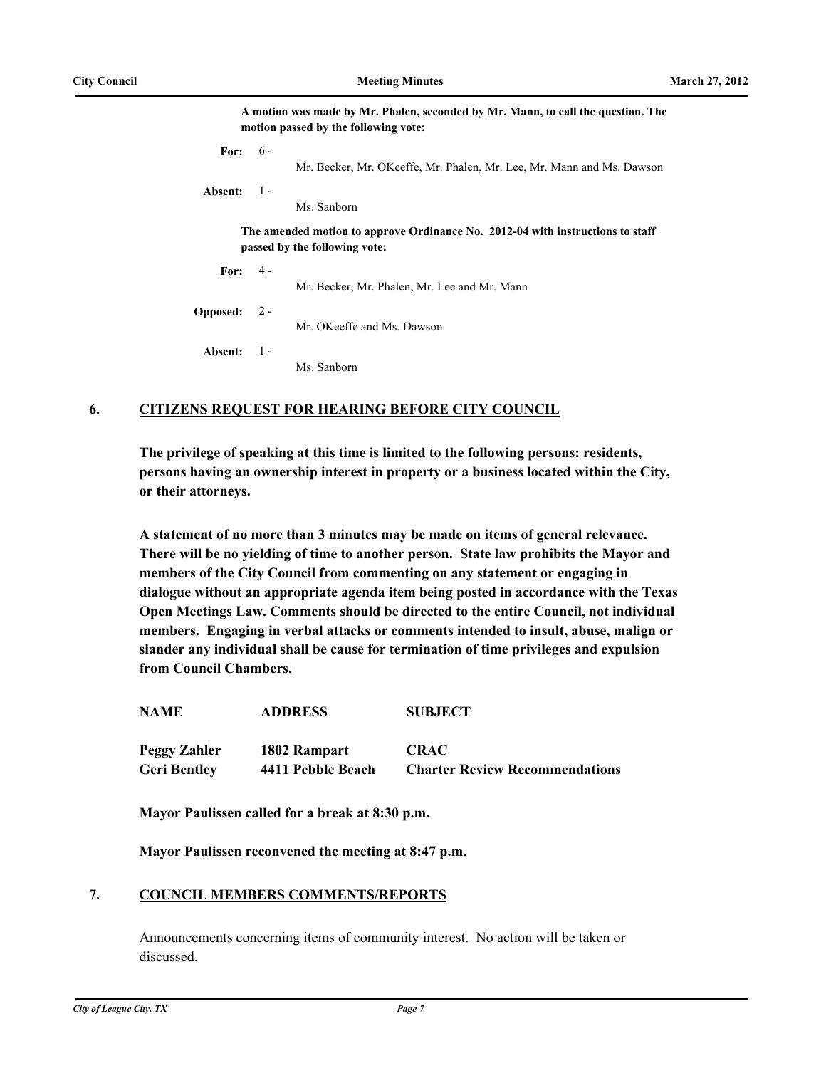**A motion was made by Mr. Phalen, seconded by Mr. Mann, to call the question. The motion passed by the following vote:**

**For:** 6 - Mr. Becker, Mr. OKeeffe, Mr. Phalen, Mr. Lee, Mr. Mann and Ms. Dawson

**Absent:** 1 - Ms. Sanborn

**The amended motion to approve Ordinance No. 2012-04 with instructions to staff passed by the following vote:**

**For:** 4 - Mr. Becker, Mr. Phalen, Mr. Lee and Mr. Mann

**Opposed:** 2 - Mr. OKeeffe and Ms. Dawson

**Absent:** 1 - Ms. Sanborn

## 6. CITIZENS REQUEST FOR HEARING BEFORE CITY COUNCIL

**The privilege of speaking at this time is limited to the following persons: residents, persons having an ownership interest in property or a business located within the City, or their attorneys.**

**A statement of no more than 3 minutes may be made on items of general relevance. There will be no yielding of time to another person. State law prohibits the Mayor and members of the City Council from commenting on any statement or engaging in dialogue without an appropriate agenda item being posted in accordance with the Texas Open Meetings Law. Comments should be directed to the entire Council, not individual members. Engaging in verbal attacks or comments intended to insult, abuse, malign or slander any individual shall be cause for termination of time privileges and expulsion from Council Chambers.**

| NAME | ADDRESS | SUBJECT |
|---|---|---|
| Peggy Zahler | 1802 Rampart | CRAC |
| Geri Bentley | 4411 Pebble Beach | Charter Review Recommendations |

**Mayor Paulissen called for a break at 8:30 p.m.**

**Mayor Paulissen reconvened the meeting at 8:47 p.m.**

## 7. COUNCIL MEMBERS COMMENTS/REPORTS

Announcements concerning items of community interest. No action will be taken or discussed.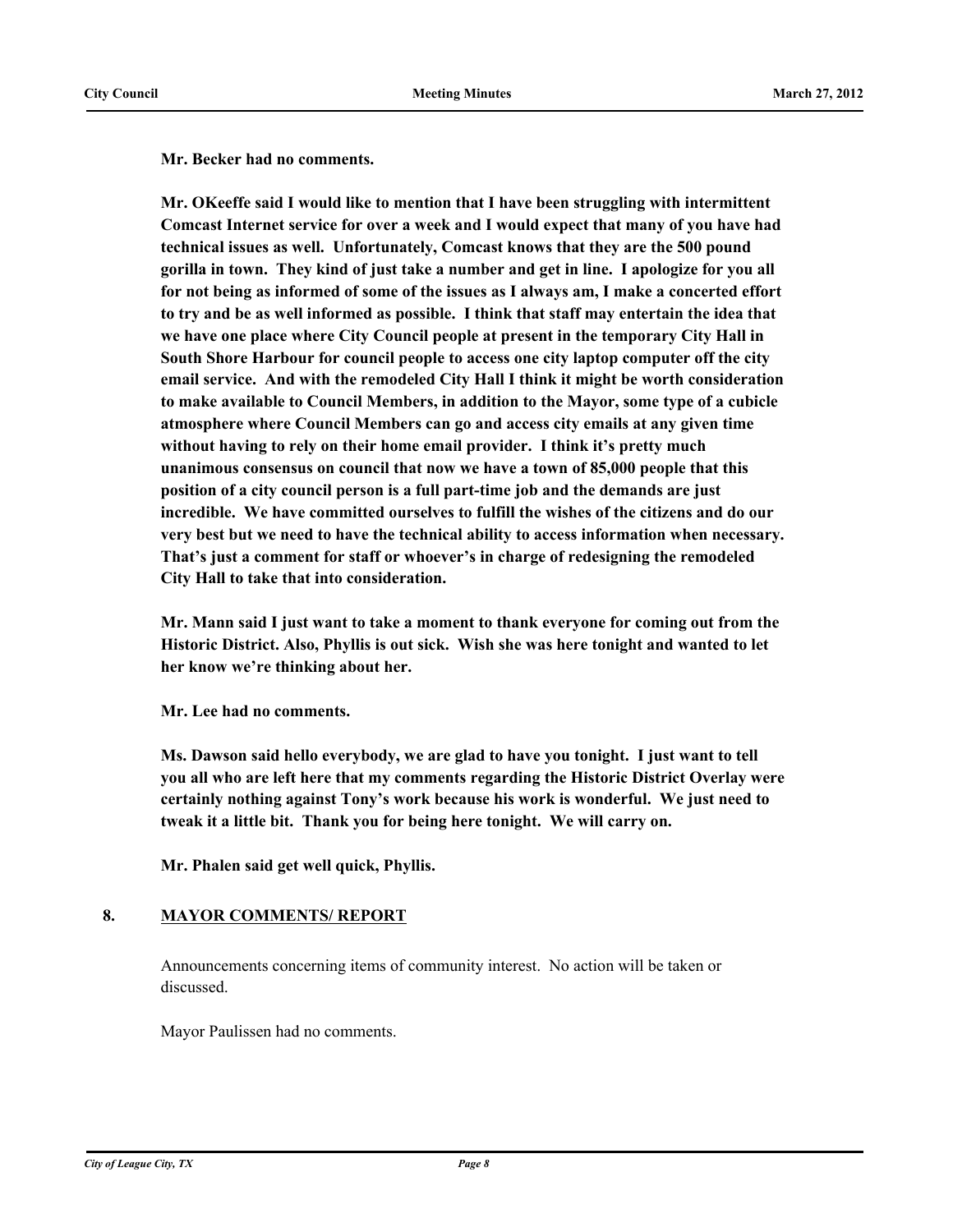**Mr. Becker had no comments.**

**Mr. OKeeffe said I would like to mention that I have been struggling with intermittent Comcast Internet service for over a week and I would expect that many of you have had technical issues as well. Unfortunately, Comcast knows that they are the 500 pound gorilla in town. They kind of just take a number and get in line. I apologize for you all for not being as informed of some of the issues as I always am, I make a concerted effort to try and be as well informed as possible. I think that staff may entertain the idea that we have one place where City Council people at present in the temporary City Hall in South Shore Harbour for council people to access one city laptop computer off the city email service. And with the remodeled City Hall I think it might be worth consideration to make available to Council Members, in addition to the Mayor, some type of a cubicle atmosphere where Council Members can go and access city emails at any given time without having to rely on their home email provider. I think it's pretty much unanimous consensus on council that now we have a town of 85,000 people that this position of a city council person is a full part-time job and the demands are just incredible. We have committed ourselves to fulfill the wishes of the citizens and do our very best but we need to have the technical ability to access information when necessary. That's just a comment for staff or whoever's in charge of redesigning the remodeled City Hall to take that into consideration.**

**Mr. Mann said I just want to take a moment to thank everyone for coming out from the Historic District. Also, Phyllis is out sick. Wish she was here tonight and wanted to let her know we're thinking about her.**

**Mr. Lee had no comments.**

**Ms. Dawson said hello everybody, we are glad to have you tonight. I just want to tell you all who are left here that my comments regarding the Historic District Overlay were certainly nothing against Tony's work because his work is wonderful. We just need to tweak it a little bit. Thank you for being here tonight. We will carry on.**

**Mr. Phalen said get well quick, Phyllis.**

## 8. MAYOR COMMENTS/ REPORT

Announcements concerning items of community interest. No action will be taken or discussed.

Mayor Paulissen had no comments.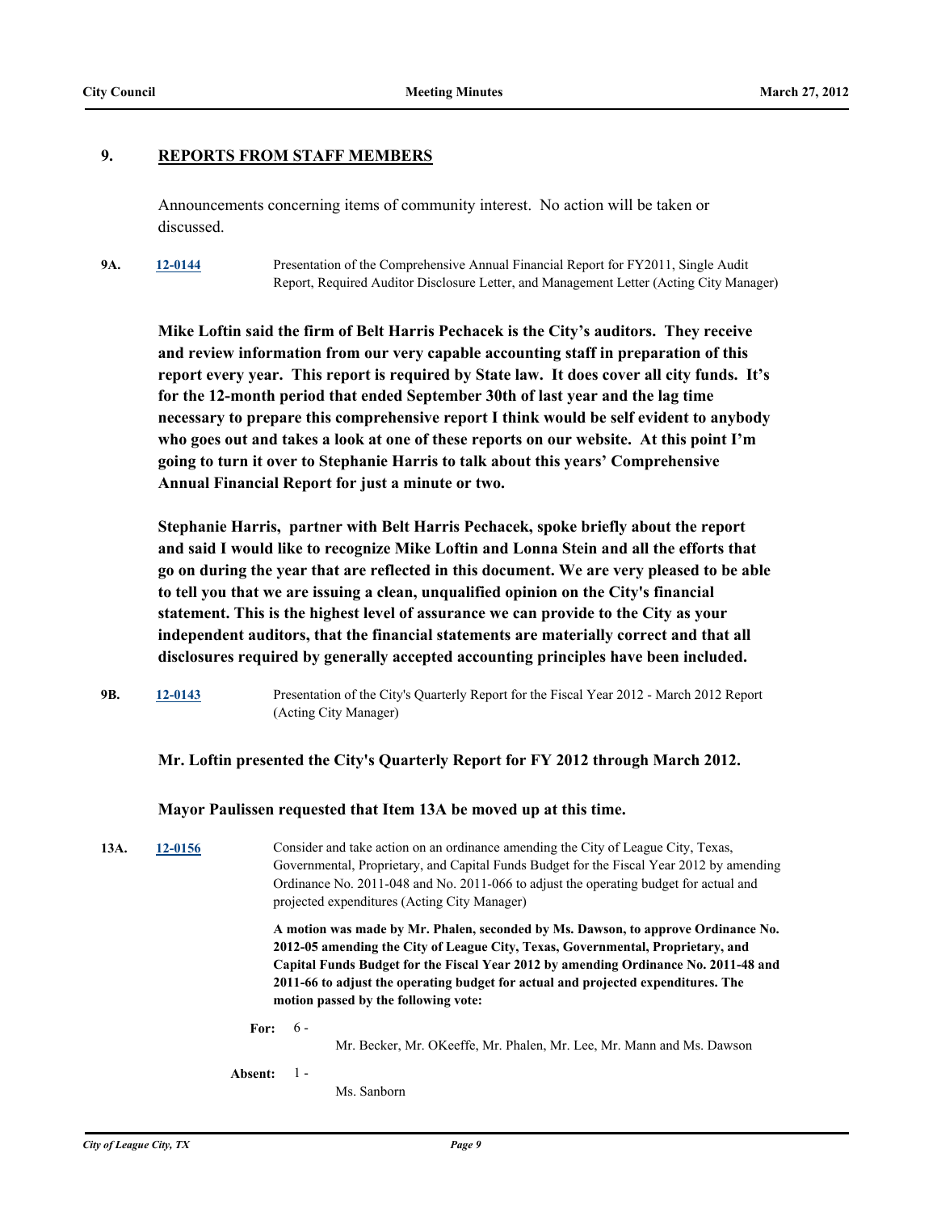## 9. REPORTS FROM STAFF MEMBERS

Announcements concerning items of community interest. No action will be taken or discussed.

**9A.** [12-0144](12-0144) Presentation of the Comprehensive Annual Financial Report for FY2011, Single Audit Report, Required Auditor Disclosure Letter, and Management Letter (Acting City Manager)

**Mike Loftin said the firm of Belt Harris Pechacek is the City's auditors. They receive and review information from our very capable accounting staff in preparation of this report every year. This report is required by State law. It does cover all city funds. It's for the 12-month period that ended September 30th of last year and the lag time necessary to prepare this comprehensive report I think would be self evident to anybody who goes out and takes a look at one of these reports on our website. At this point I'm going to turn it over to Stephanie Harris to talk about this years' Comprehensive Annual Financial Report for just a minute or two.**

**Stephanie Harris, partner with Belt Harris Pechacek, spoke briefly about the report and said I would like to recognize Mike Loftin and Lonna Stein and all the efforts that go on during the year that are reflected in this document. We are very pleased to be able to tell you that we are issuing a clean, unqualified opinion on the City's financial statement. This is the highest level of assurance we can provide to the City as your independent auditors, that the financial statements are materially correct and that all disclosures required by generally accepted accounting principles have been included.**

**9B.** [12-0143](12-0143) Presentation of the City's Quarterly Report for the Fiscal Year 2012 - March 2012 Report (Acting City Manager)

**Mr. Loftin presented the City's Quarterly Report for FY 2012 through March 2012.**

**Mayor Paulissen requested that Item 13A be moved up at this time.**

**13A.** [12-0156](12-0156) Consider and take action on an ordinance amending the City of League City, Texas, Governmental, Proprietary, and Capital Funds Budget for the Fiscal Year 2012 by amending Ordinance No. 2011-048 and No. 2011-066 to adjust the operating budget for actual and projected expenditures (Acting City Manager)

**A motion was made by Mr. Phalen, seconded by Ms. Dawson, to approve Ordinance No. 2012-05 amending the City of League City, Texas, Governmental, Proprietary, and Capital Funds Budget for the Fiscal Year 2012 by amending Ordinance No. 2011-48 and 2011-66 to adjust the operating budget for actual and projected expenditures. The motion passed by the following vote:**

**For:** 6 - Mr. Becker, Mr. OKeeffe, Mr. Phalen, Mr. Lee, Mr. Mann and Ms. Dawson

**Absent:** 1 - Ms. Sanborn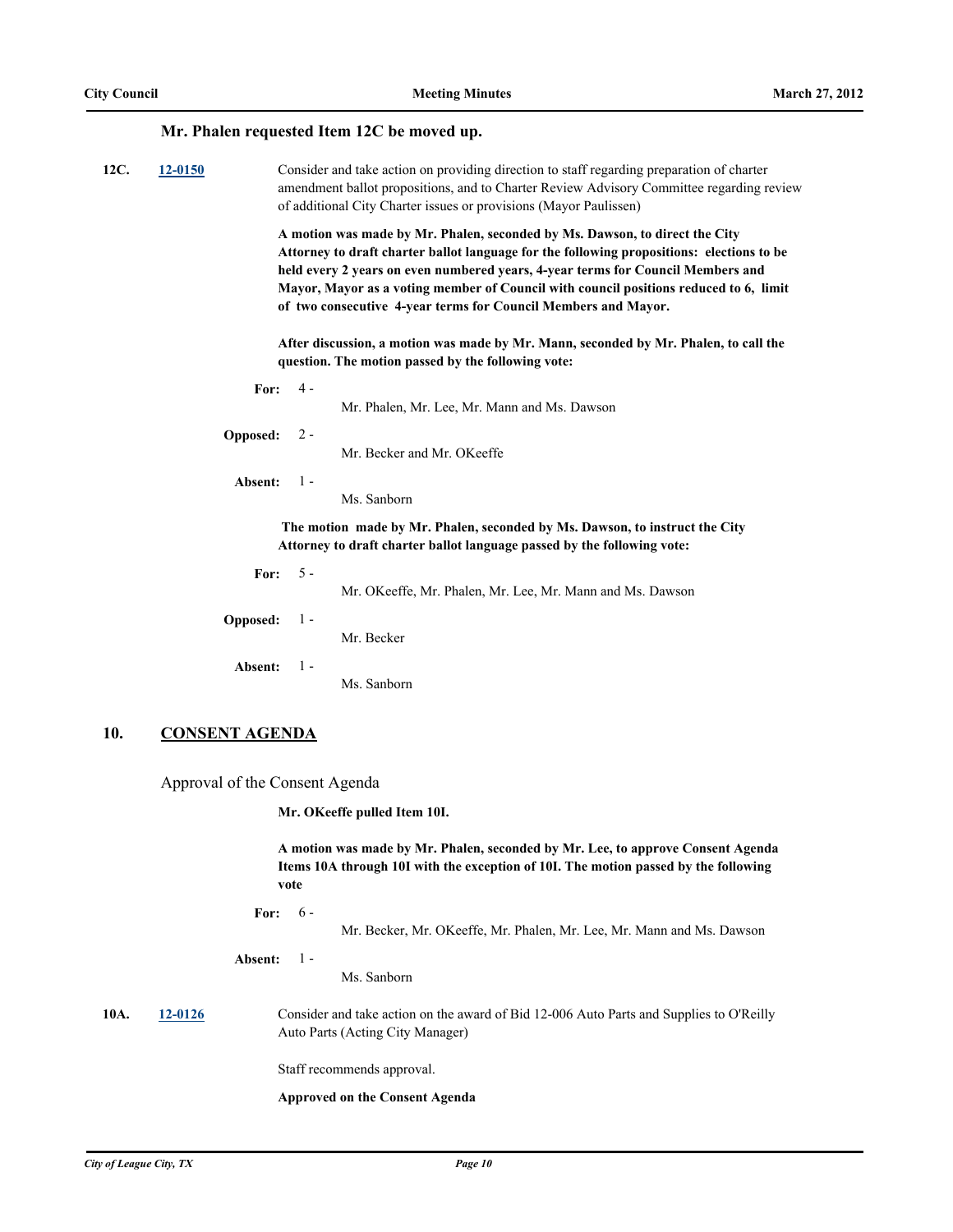**Mr. Phalen requested Item 12C be moved up.**

**12C.** **12-0150**

Consider and take action on providing direction to staff regarding preparation of charter amendment ballot propositions, and to Charter Review Advisory Committee regarding review of additional City Charter issues or provisions (Mayor Paulissen)

**A motion was made by Mr. Phalen, seconded by Ms. Dawson, to direct the City Attorney to draft charter ballot language for the following propositions: elections to be held every 2 years on even numbered years, 4-year terms for Council Members and Mayor, Mayor as a voting member of Council with council positions reduced to 6, limit of two consecutive 4-year terms for Council Members and Mayor.**

**After discussion, a motion was made by Mr. Mann, seconded by Mr. Phalen, to call the question. The motion passed by the following vote:**

**For:** 4 - Mr. Phalen, Mr. Lee, Mr. Mann and Ms. Dawson

**Opposed:** 2 - Mr. Becker and Mr. OKeeffe

**Absent:** 1 - Ms. Sanborn

**The motion made by Mr. Phalen, seconded by Ms. Dawson, to instruct the City Attorney to draft charter ballot language passed by the following vote:**

**For:** 5 - Mr. OKeeffe, Mr. Phalen, Mr. Lee, Mr. Mann and Ms. Dawson

**Opposed:** 1 - Mr. Becker

**Absent:** 1 - Ms. Sanborn

## 10. CONSENT AGENDA

Approval of the Consent Agenda

**Mr. OKeeffe pulled Item 10I.**

**A motion was made by Mr. Phalen, seconded by Mr. Lee, to approve Consent Agenda Items 10A through 10I with the exception of 10I. The motion passed by the following vote**

**For:** 6 - Mr. Becker, Mr. OKeeffe, Mr. Phalen, Mr. Lee, Mr. Mann and Ms. Dawson

**Absent:** 1 - Ms. Sanborn

**10A.** **12-0126**

Consider and take action on the award of Bid 12-006 Auto Parts and Supplies to O'Reilly Auto Parts (Acting City Manager)

Staff recommends approval.

**Approved on the Consent Agenda**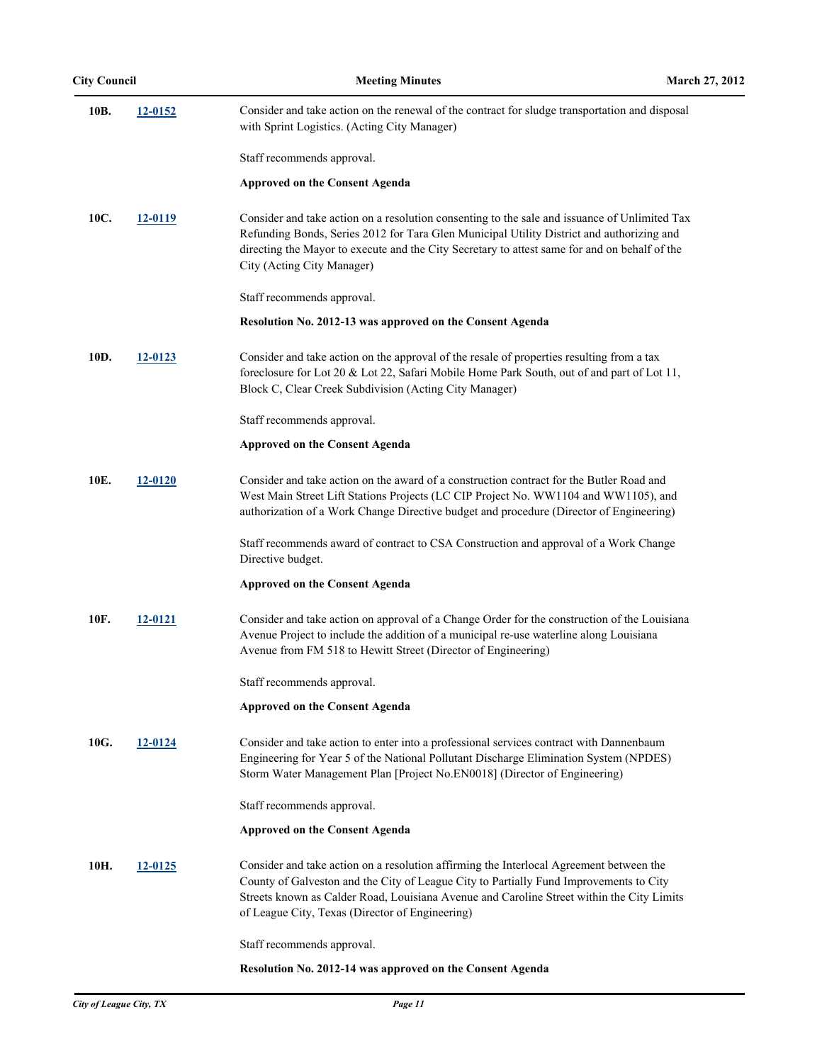**10B.** **12-0152**

Consider and take action on the renewal of the contract for sludge transportation and disposal with Sprint Logistics. (Acting City Manager)

Staff recommends approval.

**Approved on the Consent Agenda**

**10C.** **12-0119**

Consider and take action on a resolution consenting to the sale and issuance of Unlimited Tax Refunding Bonds, Series 2012 for Tara Glen Municipal Utility District and authorizing and directing the Mayor to execute and the City Secretary to attest same for and on behalf of the City (Acting City Manager)

Staff recommends approval.

**Resolution No. 2012-13 was approved on the Consent Agenda**

**10D.** **12-0123**

Consider and take action on the approval of the resale of properties resulting from a tax foreclosure for Lot 20 & Lot 22, Safari Mobile Home Park South, out of and part of Lot 11, Block C, Clear Creek Subdivision (Acting City Manager)

Staff recommends approval.

**Approved on the Consent Agenda**

**10E.** **12-0120**

Consider and take action on the award of a construction contract for the Butler Road and West Main Street Lift Stations Projects (LC CIP Project No. WW1104 and WW1105), and authorization of a Work Change Directive budget and procedure (Director of Engineering)

Staff recommends award of contract to CSA Construction and approval of a Work Change Directive budget.

**Approved on the Consent Agenda**

**10F.** **12-0121**

Consider and take action on approval of a Change Order for the construction of the Louisiana Avenue Project to include the addition of a municipal re-use waterline along Louisiana Avenue from FM 518 to Hewitt Street (Director of Engineering)

Staff recommends approval.

**Approved on the Consent Agenda**

**10G.** **12-0124**

Consider and take action to enter into a professional services contract with Dannenbaum Engineering for Year 5 of the National Pollutant Discharge Elimination System (NPDES) Storm Water Management Plan [Project No.EN0018] (Director of Engineering)

Staff recommends approval.

**Approved on the Consent Agenda**

**10H.** **12-0125**

Consider and take action on a resolution affirming the Interlocal Agreement between the County of Galveston and the City of League City to Partially Fund Improvements to City Streets known as Calder Road, Louisiana Avenue and Caroline Street within the City Limits of League City, Texas (Director of Engineering)

Staff recommends approval.

**Resolution No. 2012-14 was approved on the Consent Agenda**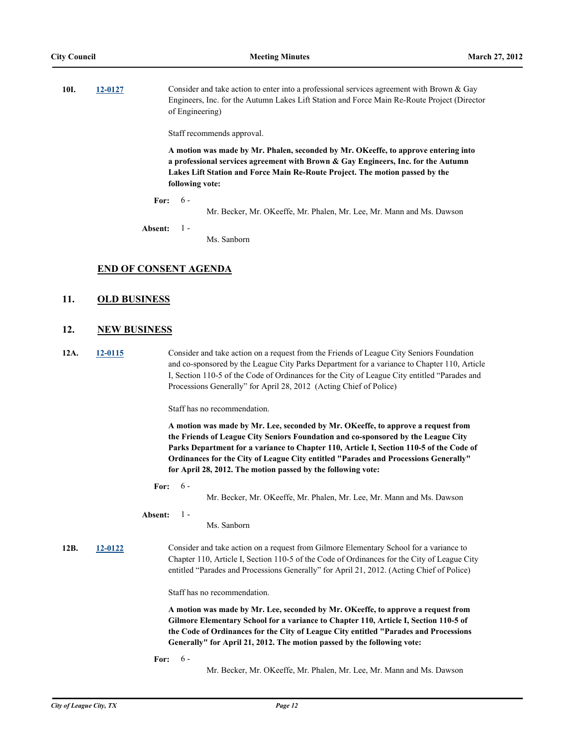**10I.** **12-0127** Consider and take action to enter into a professional services agreement with Brown & Gay Engineers, Inc. for the Autumn Lakes Lift Station and Force Main Re-Route Project (Director of Engineering)

Staff recommends approval.

**A motion was made by Mr. Phalen, seconded by Mr. OKeeffe, to approve entering into a professional services agreement with Brown & Gay Engineers, Inc. for the Autumn Lakes Lift Station and Force Main Re-Route Project. The motion passed by the following vote:**

**For:** 6 - Mr. Becker, Mr. OKeeffe, Mr. Phalen, Mr. Lee, Mr. Mann and Ms. Dawson

**Absent:** 1 - Ms. Sanborn

## END OF CONSENT AGENDA

## 11. OLD BUSINESS

## 12. NEW BUSINESS

**12A.** **12-0115** Consider and take action on a request from the Friends of League City Seniors Foundation and co-sponsored by the League City Parks Department for a variance to Chapter 110, Article I, Section 110-5 of the Code of Ordinances for the City of League City entitled "Parades and Processions Generally" for April 28, 2012 (Acting Chief of Police)

Staff has no recommendation.

**A motion was made by Mr. Lee, seconded by Mr. OKeeffe, to approve a request from the Friends of League City Seniors Foundation and co-sponsored by the League City Parks Department for a variance to Chapter 110, Article I, Section 110-5 of the Code of Ordinances for the City of League City entitled "Parades and Processions Generally" for April 28, 2012. The motion passed by the following vote:**

**For:** 6 - Mr. Becker, Mr. OKeeffe, Mr. Phalen, Mr. Lee, Mr. Mann and Ms. Dawson

**Absent:** 1 - Ms. Sanborn

**12B.** **12-0122** Consider and take action on a request from Gilmore Elementary School for a variance to Chapter 110, Article I, Section 110-5 of the Code of Ordinances for the City of League City entitled "Parades and Processions Generally" for April 21, 2012. (Acting Chief of Police)

Staff has no recommendation.

**A motion was made by Mr. Lee, seconded by Mr. OKeeffe, to approve a request from Gilmore Elementary School for a variance to Chapter 110, Article I, Section 110-5 of the Code of Ordinances for the City of League City entitled "Parades and Processions Generally" for April 21, 2012. The motion passed by the following vote:**

**For:** 6 - Mr. Becker, Mr. OKeeffe, Mr. Phalen, Mr. Lee, Mr. Mann and Ms. Dawson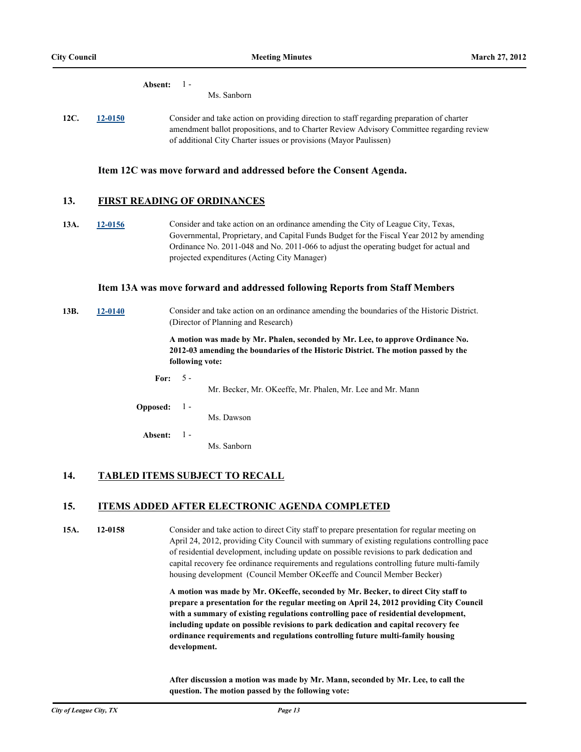**Absent:** 1 - Ms. Sanborn

**12C.** [12-0150](12-0150) Consider and take action on providing direction to staff regarding preparation of charter amendment ballot propositions, and to Charter Review Advisory Committee regarding review of additional City Charter issues or provisions (Mayor Paulissen)

**Item 12C was move forward and addressed before the Consent Agenda.**

## 13. FIRST READING OF ORDINANCES

**13A.** [12-0156](12-0156) Consider and take action on an ordinance amending the City of League City, Texas, Governmental, Proprietary, and Capital Funds Budget for the Fiscal Year 2012 by amending Ordinance No. 2011-048 and No. 2011-066 to adjust the operating budget for actual and projected expenditures (Acting City Manager)

**Item 13A was move forward and addressed following Reports from Staff Members**

**13B.** [12-0140](12-0140) Consider and take action on an ordinance amending the boundaries of the Historic District. (Director of Planning and Research)

**A motion was made by Mr. Phalen, seconded by Mr. Lee, to approve Ordinance No. 2012-03 amending the boundaries of the Historic District. The motion passed by the following vote:**

**For:** 5 - Mr. Becker, Mr. OKeeffe, Mr. Phalen, Mr. Lee and Mr. Mann

**Opposed:** 1 - Ms. Dawson

**Absent:** 1 - Ms. Sanborn

## 14. TABLED ITEMS SUBJECT TO RECALL

## 15. ITEMS ADDED AFTER ELECTRONIC AGENDA COMPLETED

**15A.** 12-0158 Consider and take action to direct City staff to prepare presentation for regular meeting on April 24, 2012, providing City Council with summary of existing regulations controlling pace of residential development, including update on possible revisions to park dedication and capital recovery fee ordinance requirements and regulations controlling future multi-family housing development (Council Member OKeeffe and Council Member Becker)

**A motion was made by Mr. OKeeffe, seconded by Mr. Becker, to direct City staff to prepare a presentation for the regular meeting on April 24, 2012 providing City Council with a summary of existing regulations controlling pace of residential development, including update on possible revisions to park dedication and capital recovery fee ordinance requirements and regulations controlling future multi-family housing development.**

**After discussion a motion was made by Mr. Mann, seconded by Mr. Lee, to call the question. The motion passed by the following vote:**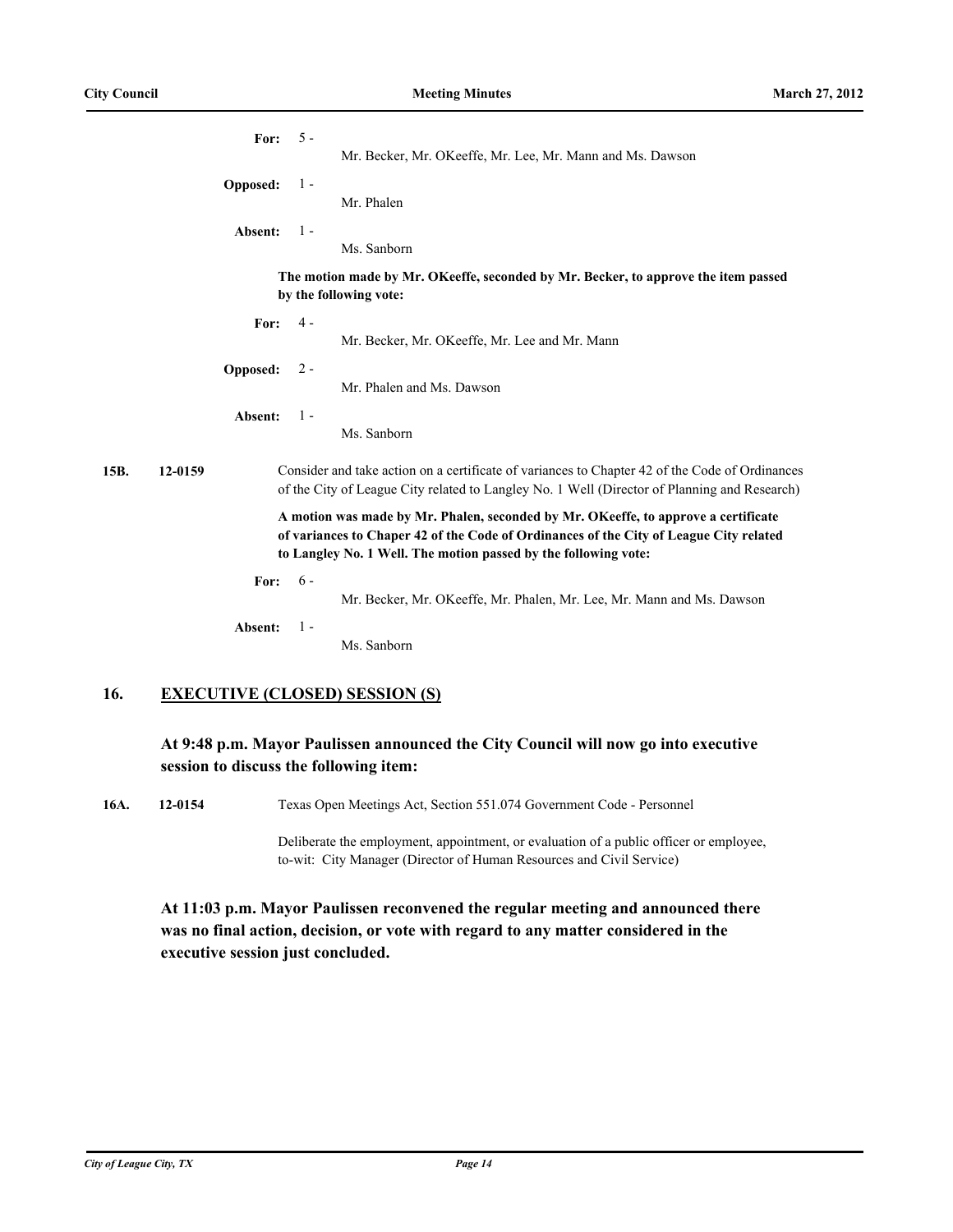**For:** 5 - Mr. Becker, Mr. OKeeffe, Mr. Lee, Mr. Mann and Ms. Dawson

**Opposed:** 1 - Mr. Phalen

**Absent:** 1 - Ms. Sanborn

**The motion made by Mr. OKeeffe, seconded by Mr. Becker, to approve the item passed by the following vote:**

**For:** 4 - Mr. Becker, Mr. OKeeffe, Mr. Lee and Mr. Mann

**Opposed:** 2 - Mr. Phalen and Ms. Dawson

**Absent:** 1 - Ms. Sanborn

**15B.** **12-0159** Consider and take action on a certificate of variances to Chapter 42 of the Code of Ordinances of the City of League City related to Langley No. 1 Well (Director of Planning and Research)

**A motion was made by Mr. Phalen, seconded by Mr. OKeeffe, to approve a certificate of variances to Chaper 42 of the Code of Ordinances of the City of League City related to Langley No. 1 Well. The motion passed by the following vote:**

**For:** 6 - Mr. Becker, Mr. OKeeffe, Mr. Phalen, Mr. Lee, Mr. Mann and Ms. Dawson

**Absent:** 1 - Ms. Sanborn

## 16. EXECUTIVE (CLOSED) SESSION (S)

**At 9:48 p.m. Mayor Paulissen announced the City Council will now go into executive session to discuss the following item:**

**16A.** **12-0154** Texas Open Meetings Act, Section 551.074 Government Code - Personnel

Deliberate the employment, appointment, or evaluation of a public officer or employee, to-wit: City Manager (Director of Human Resources and Civil Service)

**At 11:03 p.m. Mayor Paulissen reconvened the regular meeting and announced there was no final action, decision, or vote with regard to any matter considered in the executive session just concluded.**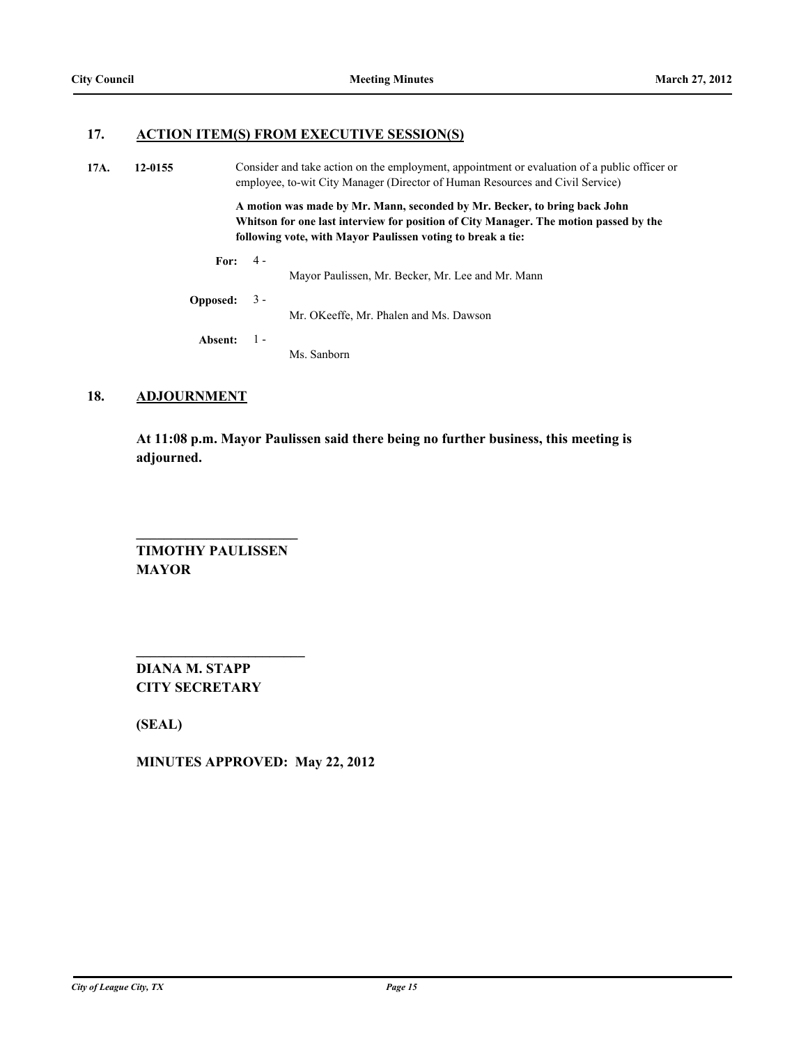## 17. ACTION ITEM(S) FROM EXECUTIVE SESSION(S)

**17A.** **12-0155** Consider and take action on the employment, appointment or evaluation of a public officer or employee, to-wit City Manager (Director of Human Resources and Civil Service)

**A motion was made by Mr. Mann, seconded by Mr. Becker, to bring back John Whitson for one last interview for position of City Manager. The motion passed by the following vote, with Mayor Paulissen voting to break a tie:**

**For:** 4 - Mayor Paulissen, Mr. Becker, Mr. Lee and Mr. Mann

**Opposed:** 3 - Mr. OKeeffe, Mr. Phalen and Ms. Dawson

**Absent:** 1 - Ms. Sanborn

## 18. ADJOURNMENT

**At 11:08 p.m. Mayor Paulissen said there being no further business, this meeting is adjourned.**

______________________

**TIMOTHY PAULISSEN**
**MAYOR**

______________________

**DIANA M. STAPP**
**CITY SECRETARY**

**(SEAL)**

**MINUTES APPROVED: May 22, 2012**